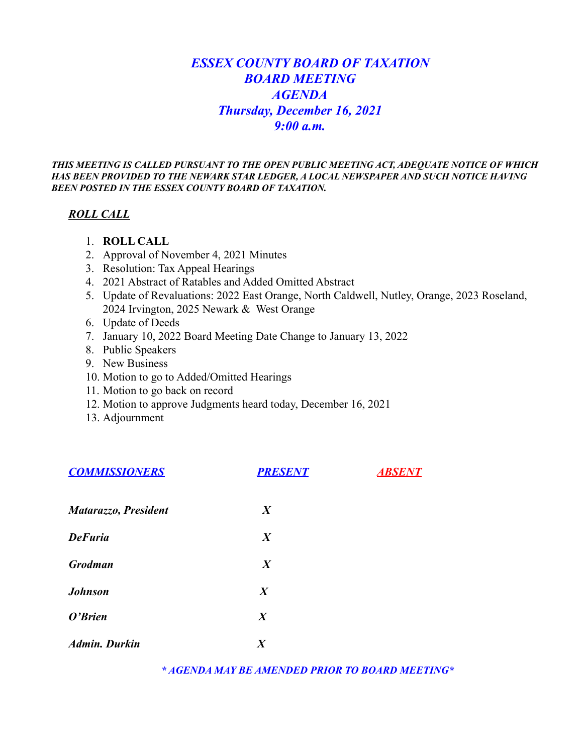# *ESSEX COUNTY BOARD OF TAXATION*
# *BOARD MEETING*
# *AGENDA*
# *Thursday, December 16, 2021*
# *9:00 a.m.*

***THIS MEETING IS CALLED PURSUANT TO THE OPEN PUBLIC MEETING ACT, ADEQUATE NOTICE OF WHICH HAS BEEN PROVIDED TO THE NEWARK STAR LEDGER, A LOCAL NEWSPAPER AND SUCH NOTICE HAVING BEEN POSTED IN THE ESSEX COUNTY BOARD OF TAXATION.***

***ROLL CALL***

1. **ROLL CALL**
2. Approval of November 4, 2021 Minutes
3. Resolution: Tax Appeal Hearings
4. 2021 Abstract of Ratables and Added Omitted Abstract
5. Update of Revaluations: 2022 East Orange, North Caldwell, Nutley, Orange, 2023 Roseland, 2024 Irvington, 2025 Newark & West Orange
6. Update of Deeds
7. January 10, 2022 Board Meeting Date Change to January 13, 2022
8. Public Speakers
9. New Business
10. Motion to go to Added/Omitted Hearings
11. Motion to go back on record
12. Motion to approve Judgments heard today, December 16, 2021
13. Adjournment

| ***COMMISSIONERS*** | ***PRESENT*** | ***ABSENT*** |
|---|---|---|
| ***Matarazzo, President*** | ***X*** | |
| ***DeFuria*** | ***X*** | |
| ***Grodman*** | ***X*** | |
| ***Johnson*** | ***X*** | |
| ***O'Brien*** | ***X*** | |
| ***Admin. Durkin*** | ***X*** | |

***\* AGENDA MAY BE AMENDED PRIOR TO BOARD MEETING\****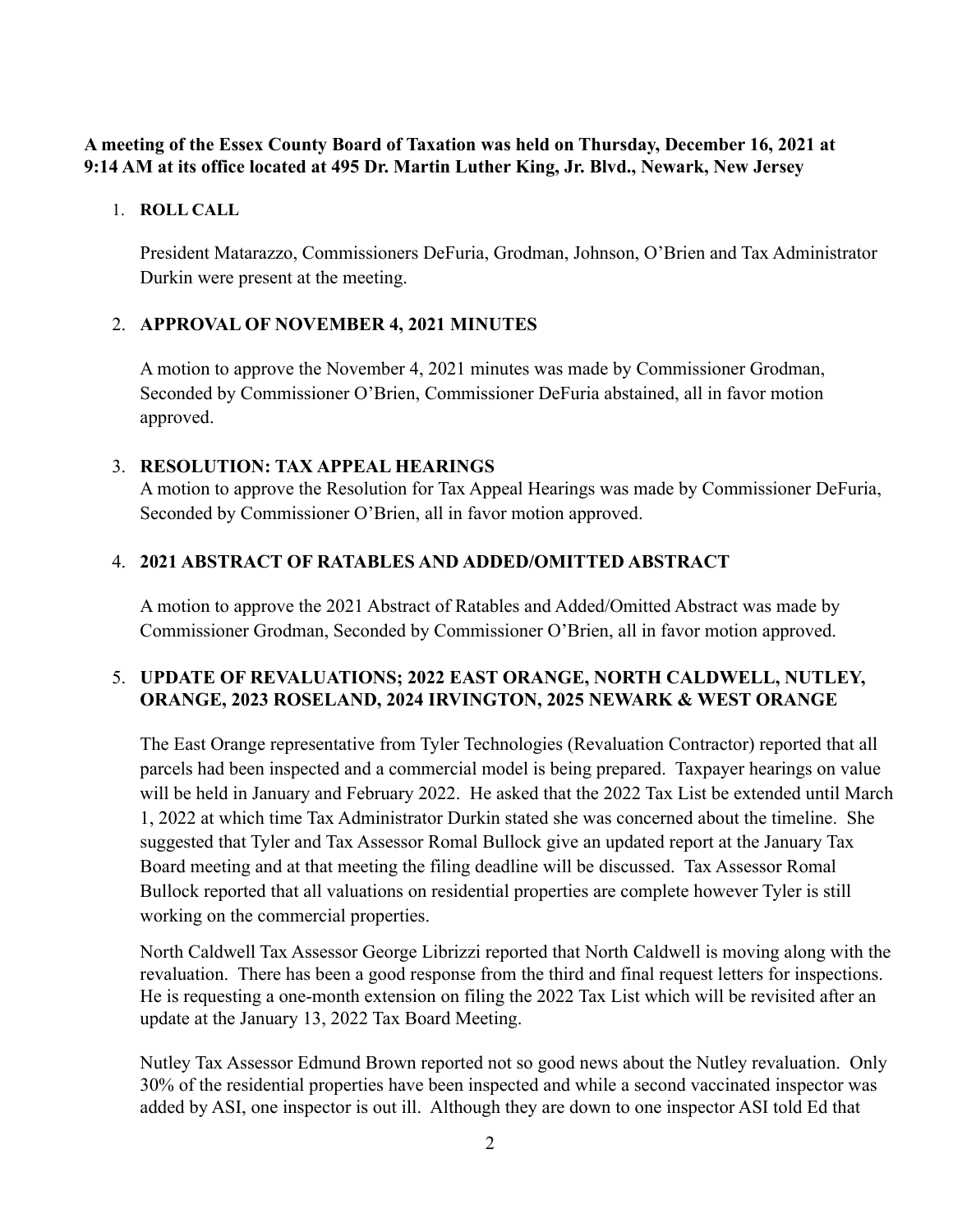**A meeting of the Essex County Board of Taxation was held on Thursday, December 16, 2021 at 9:14 AM at its office located at 495 Dr. Martin Luther King, Jr. Blvd., Newark, New Jersey**

1. **ROLL CALL**

   President Matarazzo, Commissioners DeFuria, Grodman, Johnson, O'Brien and Tax Administrator Durkin were present at the meeting.

2. **APPROVAL OF NOVEMBER 4, 2021 MINUTES**

   A motion to approve the November 4, 2021 minutes was made by Commissioner Grodman, Seconded by Commissioner O'Brien, Commissioner DeFuria abstained, all in favor motion approved.

3. **RESOLUTION: TAX APPEAL HEARINGS**

   A motion to approve the Resolution for Tax Appeal Hearings was made by Commissioner DeFuria, Seconded by Commissioner O'Brien, all in favor motion approved.

4. **2021 ABSTRACT OF RATABLES AND ADDED/OMITTED ABSTRACT**

   A motion to approve the 2021 Abstract of Ratables and Added/Omitted Abstract was made by Commissioner Grodman, Seconded by Commissioner O'Brien, all in favor motion approved.

5. **UPDATE OF REVALUATIONS; 2022 EAST ORANGE, NORTH CALDWELL, NUTLEY, ORANGE, 2023 ROSELAND, 2024 IRVINGTON, 2025 NEWARK & WEST ORANGE**

   The East Orange representative from Tyler Technologies (Revaluation Contractor) reported that all parcels had been inspected and a commercial model is being prepared. Taxpayer hearings on value will be held in January and February 2022. He asked that the 2022 Tax List be extended until March 1, 2022 at which time Tax Administrator Durkin stated she was concerned about the timeline. She suggested that Tyler and Tax Assessor Romal Bullock give an updated report at the January Tax Board meeting and at that meeting the filing deadline will be discussed. Tax Assessor Romal Bullock reported that all valuations on residential properties are complete however Tyler is still working on the commercial properties.

   North Caldwell Tax Assessor George Librizzi reported that North Caldwell is moving along with the revaluation. There has been a good response from the third and final request letters for inspections. He is requesting a one-month extension on filing the 2022 Tax List which will be revisited after an update at the January 13, 2022 Tax Board Meeting.

   Nutley Tax Assessor Edmund Brown reported not so good news about the Nutley revaluation. Only 30% of the residential properties have been inspected and while a second vaccinated inspector was added by ASI, one inspector is out ill. Although they are down to one inspector ASI told Ed that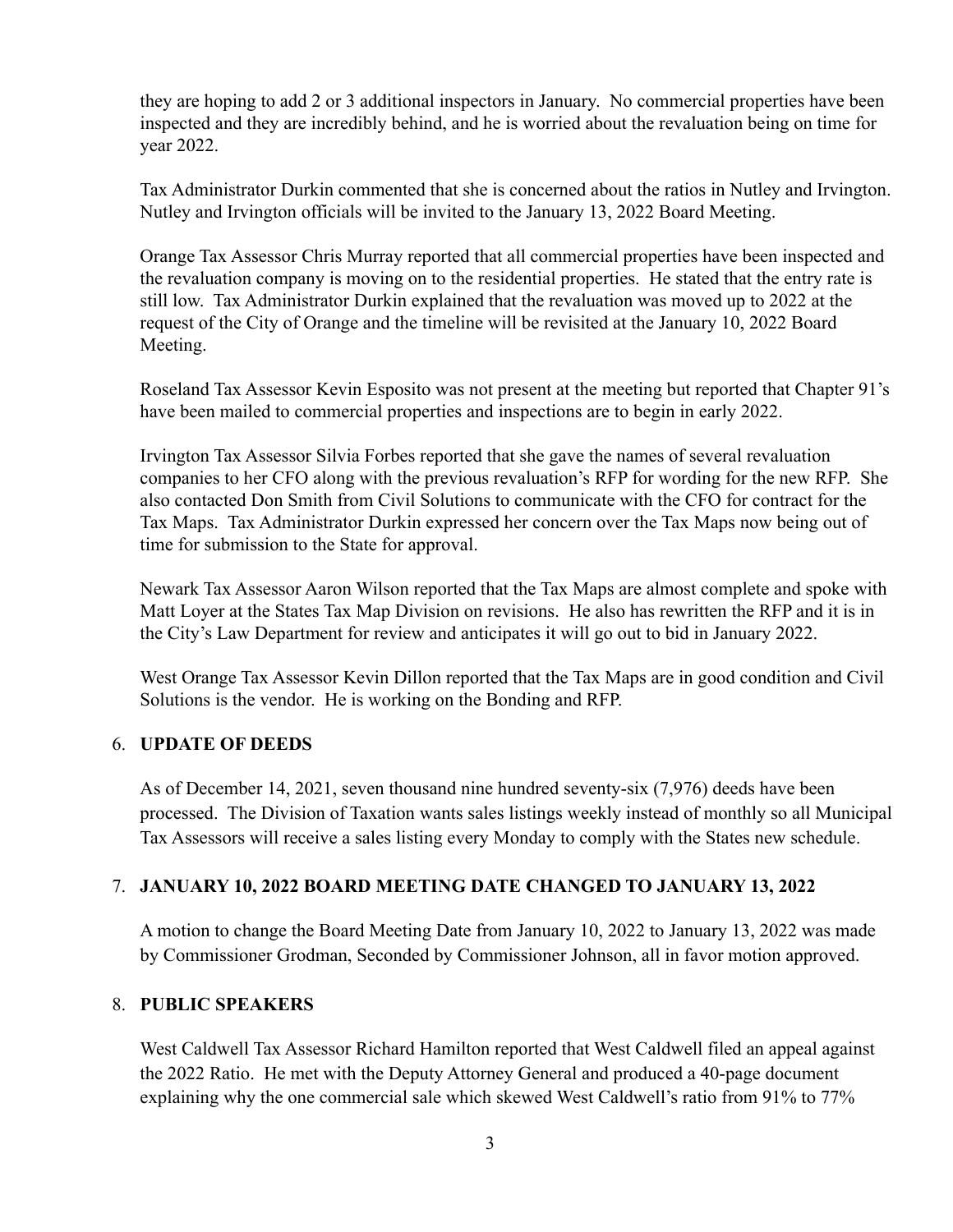they are hoping to add 2 or 3 additional inspectors in January. No commercial properties have been inspected and they are incredibly behind, and he is worried about the revaluation being on time for year 2022.

Tax Administrator Durkin commented that she is concerned about the ratios in Nutley and Irvington. Nutley and Irvington officials will be invited to the January 13, 2022 Board Meeting.

Orange Tax Assessor Chris Murray reported that all commercial properties have been inspected and the revaluation company is moving on to the residential properties. He stated that the entry rate is still low. Tax Administrator Durkin explained that the revaluation was moved up to 2022 at the request of the City of Orange and the timeline will be revisited at the January 10, 2022 Board Meeting.

Roseland Tax Assessor Kevin Esposito was not present at the meeting but reported that Chapter 91's have been mailed to commercial properties and inspections are to begin in early 2022.

Irvington Tax Assessor Silvia Forbes reported that she gave the names of several revaluation companies to her CFO along with the previous revaluation's RFP for wording for the new RFP. She also contacted Don Smith from Civil Solutions to communicate with the CFO for contract for the Tax Maps. Tax Administrator Durkin expressed her concern over the Tax Maps now being out of time for submission to the State for approval.

Newark Tax Assessor Aaron Wilson reported that the Tax Maps are almost complete and spoke with Matt Loyer at the States Tax Map Division on revisions. He also has rewritten the RFP and it is in the City's Law Department for review and anticipates it will go out to bid in January 2022.

West Orange Tax Assessor Kevin Dillon reported that the Tax Maps are in good condition and Civil Solutions is the vendor. He is working on the Bonding and RFP.

6. **UPDATE OF DEEDS**

As of December 14, 2021, seven thousand nine hundred seventy-six (7,976) deeds have been processed. The Division of Taxation wants sales listings weekly instead of monthly so all Municipal Tax Assessors will receive a sales listing every Monday to comply with the States new schedule.

7. **JANUARY 10, 2022 BOARD MEETING DATE CHANGED TO JANUARY 13, 2022**

A motion to change the Board Meeting Date from January 10, 2022 to January 13, 2022 was made by Commissioner Grodman, Seconded by Commissioner Johnson, all in favor motion approved.

8. **PUBLIC SPEAKERS**

West Caldwell Tax Assessor Richard Hamilton reported that West Caldwell filed an appeal against the 2022 Ratio. He met with the Deputy Attorney General and produced a 40-page document explaining why the one commercial sale which skewed West Caldwell's ratio from 91% to 77%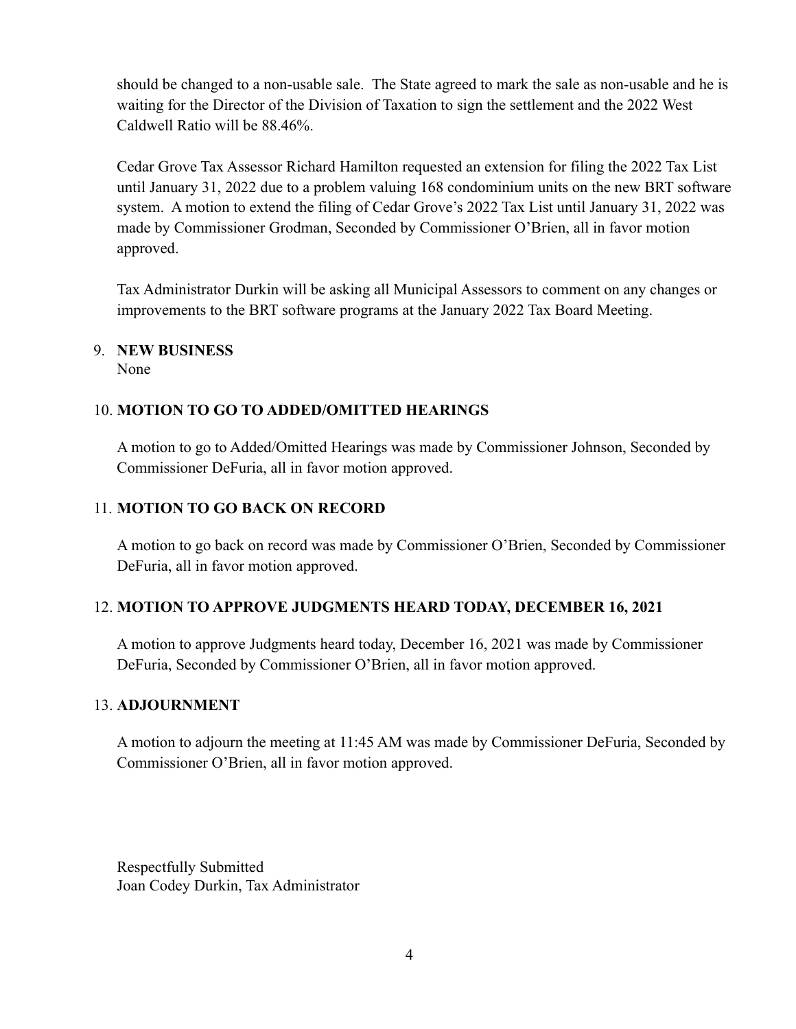should be changed to a non-usable sale. The State agreed to mark the sale as non-usable and he is waiting for the Director of the Division of Taxation to sign the settlement and the 2022 West Caldwell Ratio will be 88.46%.

Cedar Grove Tax Assessor Richard Hamilton requested an extension for filing the 2022 Tax List until January 31, 2022 due to a problem valuing 168 condominium units on the new BRT software system. A motion to extend the filing of Cedar Grove's 2022 Tax List until January 31, 2022 was made by Commissioner Grodman, Seconded by Commissioner O'Brien, all in favor motion approved.

Tax Administrator Durkin will be asking all Municipal Assessors to comment on any changes or improvements to the BRT software programs at the January 2022 Tax Board Meeting.

9. **NEW BUSINESS**

   None

10. **MOTION TO GO TO ADDED/OMITTED HEARINGS**

    A motion to go to Added/Omitted Hearings was made by Commissioner Johnson, Seconded by Commissioner DeFuria, all in favor motion approved.

11. **MOTION TO GO BACK ON RECORD**

    A motion to go back on record was made by Commissioner O'Brien, Seconded by Commissioner DeFuria, all in favor motion approved.

12. **MOTION TO APPROVE JUDGMENTS HEARD TODAY, DECEMBER 16, 2021**

    A motion to approve Judgments heard today, December 16, 2021 was made by Commissioner DeFuria, Seconded by Commissioner O'Brien, all in favor motion approved.

13. **ADJOURNMENT**

    A motion to adjourn the meeting at 11:45 AM was made by Commissioner DeFuria, Seconded by Commissioner O'Brien, all in favor motion approved.

Respectfully Submitted
Joan Codey Durkin, Tax Administrator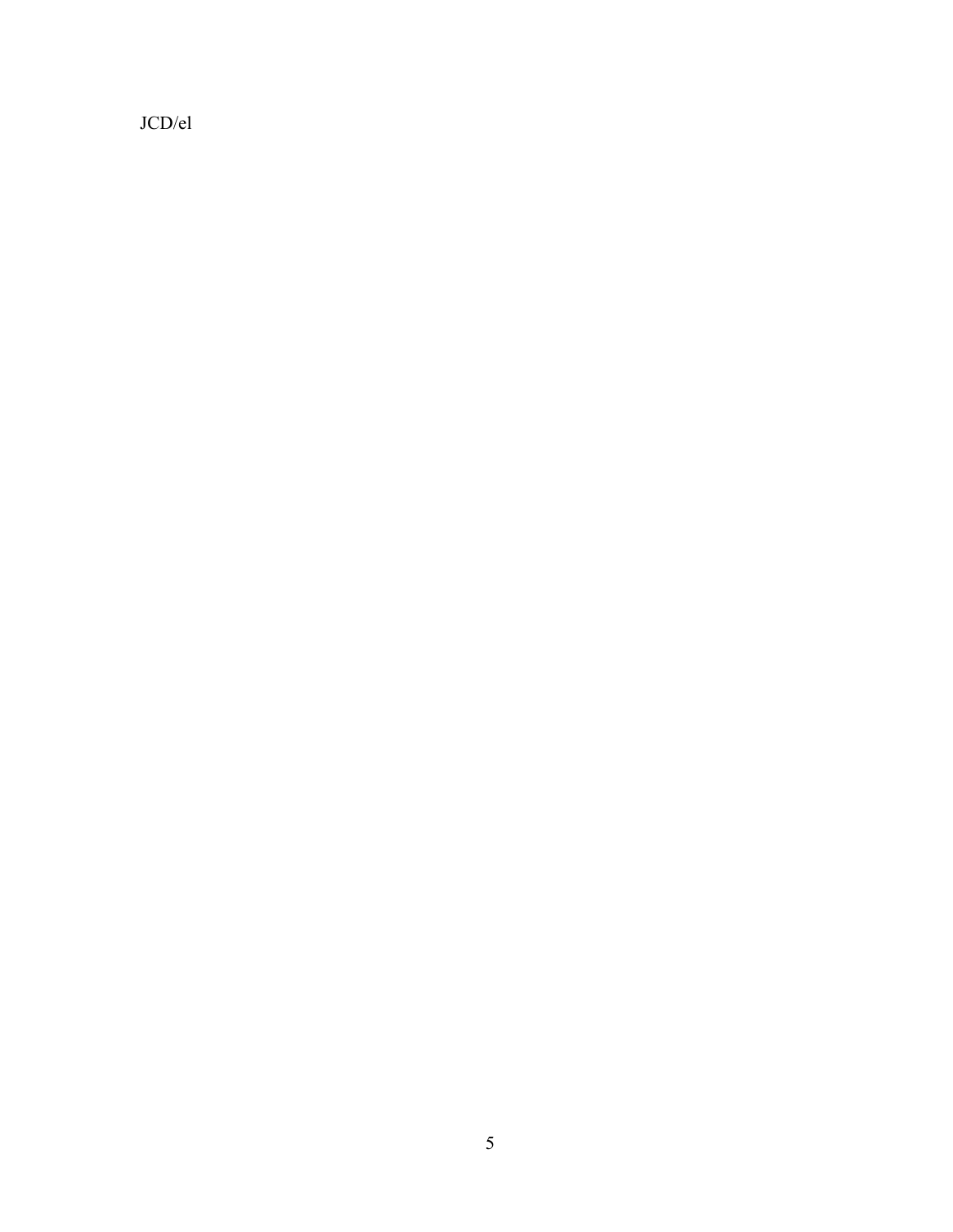JCD/el